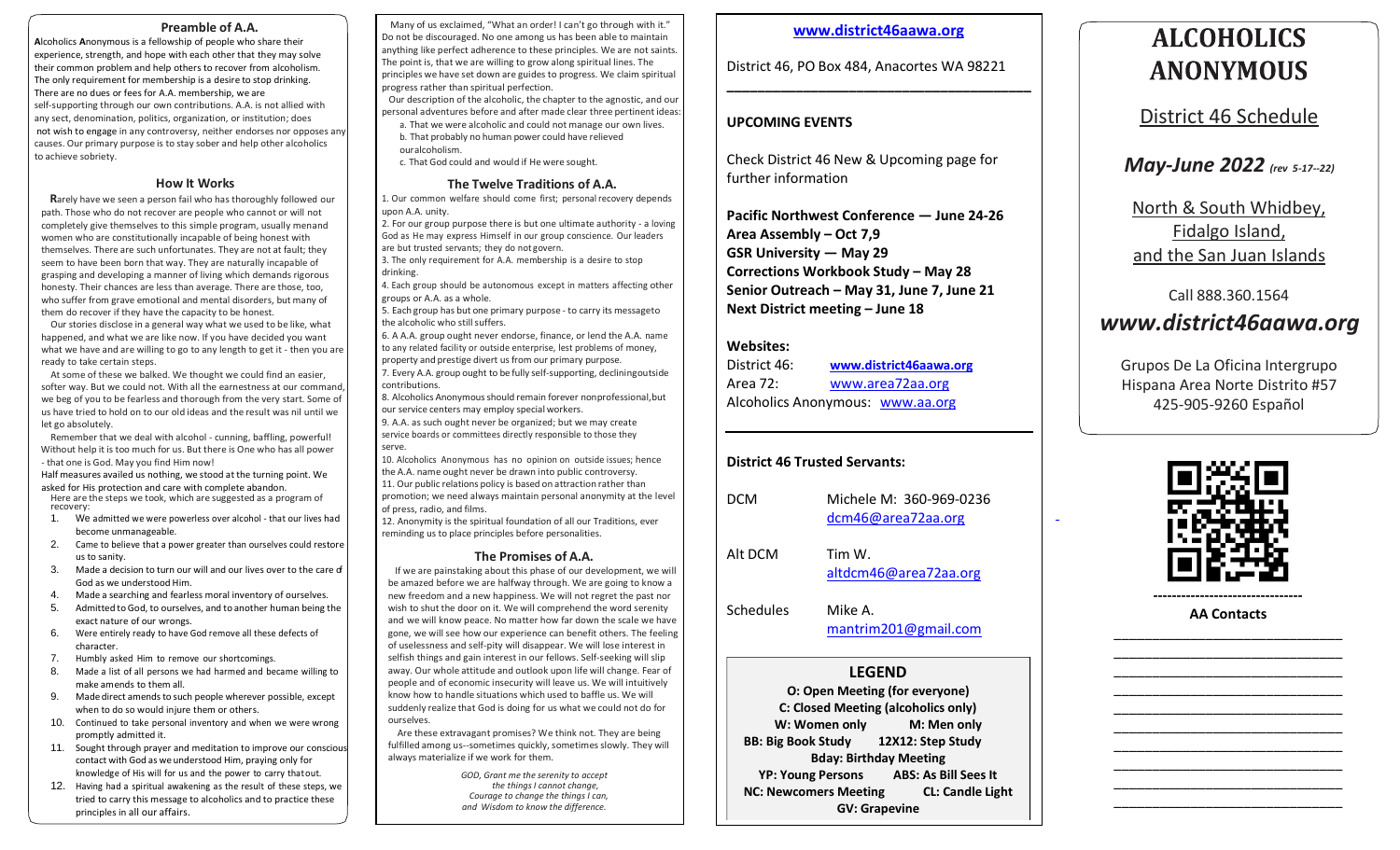## Preamble of A.A.

**A**lcoholics **A**nonymous is a fellowship of people who share their experience, strength, and hope with each other that they may solve their common problem and help others to recover from alcoholism. The only requirement for membership is a desire to stop drinking. There are no dues or fees for A.A. membership, we are self-supporting through our own contributions. A.A. is not allied with any sect, denomination, politics, organization, or institution; does not wish to engage in any controversy, neither endorses nor opposes any causes. Our primary purpose is to stay sober and help other alcoholics to achieve sobriety.

## How It Works

**R**arely have we seen a person fail who has thoroughly followed our path. Those who do not recover are people who cannot or will not completely give themselves to this simple program, usually menand women who are constitutionally incapable of being honest with themselves. There are such unfortunates. They are not at fault; they seem to have been born that way. They are naturally incapable of grasping and developing a manner of living which demands rigorous honesty. Their chances are less than average. There are those, too, who suffer from grave emotional and mental disorders, but many of them do recover if they have the capacity to be honest.

Our stories disclose in a general way what we used to be like, what happened, and what we are like now. If you have decided you want what we have and are willing to go to any length to get it - then you are ready to take certain steps.

At some of these we balked. We thought we could find an easier, softer way. But we could not. With all the earnestness at our command, we beg of you to be fearless and thorough from the very start. Some of us have tried to hold on to our old ideas and the result was nil until we let go absolutely.

Remember that we deal with alcohol - cunning, baffling, powerful! Without help it is too much for us. But there is One who has all power - that one is God. May you find Him now!

Half measures availed us nothing, we stood at the turning point. We asked for His protection and care with complete abandon.

Here are the steps we took, which are suggested as a program of recovery:

1. We admitted we were powerless over alcohol - that our lives had become unmanageable.
2. Came to believe that a power greater than ourselves could restore us to sanity.
3. Made a decision to turn our will and our lives over to the care of God as we understood Him.
4. Made a searching and fearless moral inventory of ourselves.
5. Admitted to God, to ourselves, and to another human being the exact nature of our wrongs.
6. Were entirely ready to have God remove all these defects of character.
7. Humbly asked Him to remove our shortcomings.
8. Made a list of all persons we had harmed and became willing to make amends to them all.
9. Made direct amends to such people wherever possible, except when to do so would injure them or others.
10. Continued to take personal inventory and when we were wrong promptly admitted it.
11. Sought through prayer and meditation to improve our conscious contact with God as we understood Him, praying only for knowledge of His will for us and the power to carry thatout.
12. Having had a spiritual awakening as the result of these steps, we tried to carry this message to alcoholics and to practice these principles in all our affairs.

Many of us exclaimed, "What an order! I can't go through with it." Do not be discouraged. No one among us has been able to maintain anything like perfect adherence to these principles. We are not saints. The point is, that we are willing to grow along spiritual lines. The principles we have set down are guides to progress. We claim spiritual progress rather than spiritual perfection.

Our description of the alcoholic, the chapter to the agnostic, and our personal adventures before and after made clear three pertinent ideas:

a. That we were alcoholic and could not manage our own lives.
b. That probably no human power could have relieved ouralcoholism.
c. That God could and would if He were sought.

## The Twelve Traditions of A.A.

1. Our common welfare should come first; personal recovery depends upon A.A. unity.
2. For our group purpose there is but one ultimate authority - a loving God as He may express Himself in our group conscience. Our leaders are but trusted servants; they do not govern.
3. The only requirement for A.A. membership is a desire to stop drinking.
4. Each group should be autonomous except in matters affecting other groups or A.A. as a whole.
5. Each group has but one primary purpose - to carry its messageto the alcoholic who still suffers.
6. A A.A. group ought never endorse, finance, or lend the A.A. name to any related facility or outside enterprise, lest problems of money, property and prestige divert us from our primary purpose.
7. Every A.A. group ought to be fully self-supporting, decliningoutside contributions.
8. Alcoholics Anonymous should remain forever nonprofessional,but our service centers may employ special workers.
9. A.A. as such ought never be organized; but we may create service boards or committees directly responsible to those they serve.
10. Alcoholics Anonymous has no opinion on outside issues; hence the A.A. name ought never be drawn into public controversy.
11. Our public relations policy is based on attraction rather than promotion; we need always maintain personal anonymity at the level of press, radio, and films.
12. Anonymity is the spiritual foundation of all our Traditions, ever reminding us to place principles before personalities.

## The Promises of A.A.

If we are painstaking about this phase of our development, we will be amazed before we are halfway through. We are going to know a new freedom and a new happiness. We will not regret the past nor wish to shut the door on it. We will comprehend the word serenity and we will know peace. No matter how far down the scale we have gone, we will see how our experience can benefit others. The feeling of uselessness and self-pity will disappear. We will lose interest in selfish things and gain interest in our fellows. Self-seeking will slip away. Our whole attitude and outlook upon life will change. Fear of people and of economic insecurity will leave us. We will intuitively know how to handle situations which used to baffle us. We will suddenly realize that God is doing for us what we could not do for ourselves.

Are these extravagant promises? We think not. They are being fulfilled among us--sometimes quickly, sometimes slowly. They will always materialize if we work for them.

*GOD, Grant me the serenity to accept the things I cannot change, Courage to change the things I can, and Wisdom to know the difference.*

**www.district46aawa.org**

District 46, PO Box 484, Anacortes WA 98221

### UPCOMING EVENTS

Check District 46 New & Upcoming page for further information

**Pacific Northwest Conference — June 24-26**
**Area Assembly – Oct 7,9**
**GSR University — May 29**
**Corrections Workbook Study – May 28**
**Senior Outreach – May 31, June 7, June 21**
**Next District meeting – June 18**

### Websites:

District 46: **www.district46aawa.org**
Area 72: www.area72aa.org
Alcoholics Anonymous: www.aa.org

### District 46 Trusted Servants:

| | |
|---|---|
| DCM | Michele M: 360-969-0236 dcm46@area72aa.org |
| Alt DCM | Tim W. altdcm46@area72aa.org |
| Schedules | Mike A. mantrim201@gmail.com |

### LEGEND

**O: Open Meeting (for everyone)**
**C: Closed Meeting (alcoholics only)**
**W: Women only M: Men only**
**BB: Big Book Study 12X12: Step Study**
**Bday: Birthday Meeting**
**YP: Young Persons ABS: As Bill Sees It**
**NC: Newcomers Meeting CL: Candle Light**
**GV: Grapevine**

# ALCOHOLICS ANONYMOUS

## District 46 Schedule

***May-June 2022*** *(rev 5-17--22)*

North & South Whidbey, Fidalgo Island, and the San Juan Islands

Call 888.360.1564

***www.district46aawa.org***

Grupos De La Oficina Intergrupo Hispana Area Norte Distrito #57
425-905-9260 Español

**AA Contacts**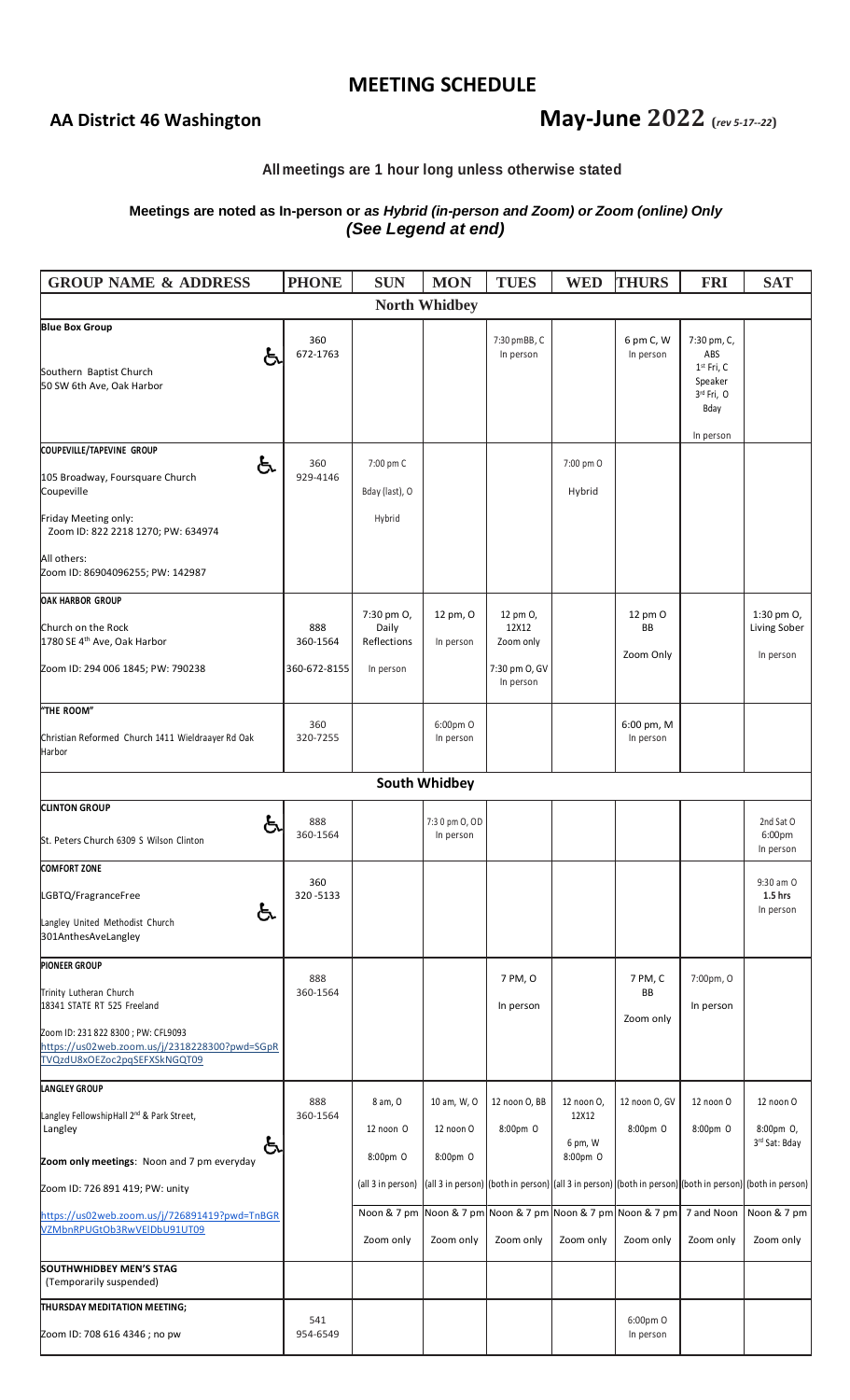# MEETING SCHEDULE

## AA District 46 Washington

## May-June 2022 (*rev 5-17--22*)

**All meetings are 1 hour long unless otherwise stated**

**Meetings are noted as In-person or *as Hybrid (in-person and Zoom) or Zoom (online) Only (See Legend at end)***

| GROUP NAME & ADDRESS | PHONE | SUN | MON | TUES | WED | THURS | FRI | SAT |
|---|---|---|---|---|---|---|---|---|
| **North Whidbey** | | | | | | | | |
| **Blue Box Group** ♿ Southern Baptist Church 50 SW 6th Ave, Oak Harbor | 360 672-1763 | | | 7:30 pmBB, C In person | | 6 pm C, W In person | 7:30 pm, C, ABS 1st Fri, C Speaker 3rd Fri, O Bday In person | |
| **COUPEVILLE/TAPEVINE GROUP** ♿ 105 Broadway, Foursquare Church Coupeville Friday Meeting only: Zoom ID: 822 2218 1270; PW: 634974 All others: Zoom ID: 86904096255; PW: 142987 | 360 929-4146 | 7:00 pm C Bday (last), O Hybrid | | | 7:00 pm O Hybrid | | | |
| **OAK HARBOR GROUP** Church on the Rock 1780 SE 4th Ave, Oak Harbor Zoom ID: 294 006 1845; PW: 790238 | 888 360-1564 360-672-8155 | 7:30 pm O, Daily Reflections In person | 12 pm, O In person | 12 pm O, 12X12 Zoom only 7:30 pm O, GV In person | | 12 pm O BB Zoom Only | | 1:30 pm O, Living Sober In person |
| **"THE ROOM"** Christian Reformed Church 1411 Wieldraayer Rd Oak Harbor | 360 320-7255 | | 6:00pm O In person | | | 6:00 pm, M In person | | |
| **South Whidbey** | | | | | | | | |
| **CLINTON GROUP** ♿ St. Peters Church 6309 S Wilson Clinton | 888 360-1564 | | 7:3 0 pm O, OD In person | | | | | 2nd Sat O 6:00pm In person |
| **COMFORT ZONE** LGBTQ/FragranceFree ♿ Langley United Methodist Church 301AnthesAveLangley | 360 320-5133 | | | | | | | 9:30 am O **1.5 hrs** In person |
| **PIONEER GROUP** Trinity Lutheran Church 18341 STATE RT 525 Freeland Zoom ID: 231 822 8300 ; PW: CFL9093 https://us02web.zoom.us/j/2318228300?pwd=SGpRTVQzdU8xOEZoc2pqSEFXSkNGQT09 | 888 360-1564 | | | 7 PM, O In person | | 7 PM, C BB Zoom only | 7:00pm, O In person | |
| **LANGLEY GROUP** Langley FellowshipHall 2nd & Park Street, Langley ♿ **Zoom only meetings**: Noon and 7 pm everyday Zoom ID: 726 891 419; PW: unity https://us02web.zoom.us/j/726891419?pwd=TnBGRVZMbnRPUGtOb3RwVElDbU91UT09 | 888 360-1564 | 8 am, O 12 noon O 8:00pm O (all 3 in person) Noon & 7 pm Zoom only | 10 am, W, O 12 noon O 8:00pm O (all 3 in person) Noon & 7 pm Zoom only | 12 noon O, BB 8:00pm O (both in person) Noon & 7 pm Zoom only | 12 noon O, 12X12 6 pm, W 8:00pm O (all 3 in person) Noon & 7 pm Zoom only | 12 noon O, GV 8:00pm O (both in person) Noon & 7 pm Zoom only | 12 noon O 8:00pm O (both in person) 7 and Noon Zoom only | 12 noon O 8:00pm O, 3rd Sat: Bday (both in person) Noon & 7 pm Zoom only |
| **SOUTHWHIDBEY MEN'S STAG** (Temporarily suspended) | | | | | | | | |
| **THURSDAY MEDITATION MEETING;** Zoom ID: 708 616 4346 ; no pw | 541 954-6549 | | | | | 6:00pm O In person | | |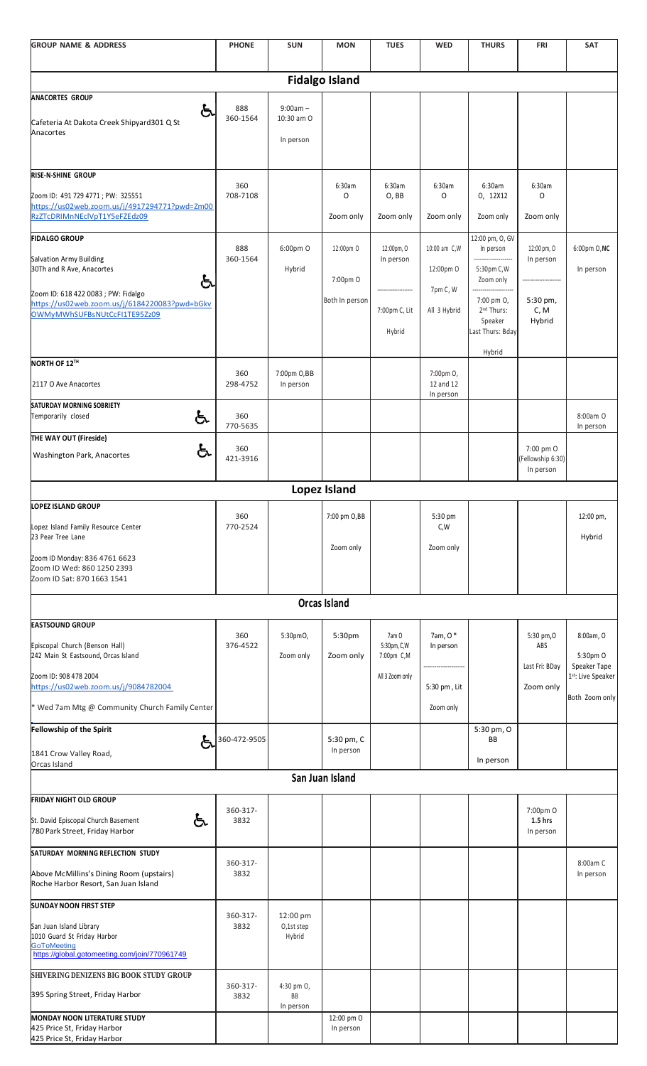| GROUP NAME & ADDRESS | PHONE | SUN | MON | TUES | WED | THURS | FRI | SAT |
|---|---|---|---|---|---|---|---|---|
| **Fidalgo Island** | | | | | | | | |
| **ANACORTES GROUP** ♿<br>Cafeteria At Dakota Creek Shipyard301 Q St Anacortes | 888 360-1564 | 9:00am – 10:30 am O<br>In person | | | | | | |
| **RISE-N-SHINE GROUP**<br>Zoom ID: 491 729 4771 ; PW: 325551<br>https://us02web.zoom.us/j/4917294771?pwd=Zm00RzZTcDRIMnNEclVpT1Y5eFZEdz09 | 360 708-7108 | | 6:30am O<br>Zoom only | 6:30am O, BB<br>Zoom only | 6:30am O<br>Zoom only | 6:30am O, 12X12<br>Zoom only | 6:30am O<br>Zoom only | |
| **FIDALGO GROUP**<br>Salvation Army Building<br>30Th and R Ave, Anacortes ♿<br>Zoom ID: 618 422 0083 ; PW: Fidalgo<br>https://us02web.zoom.us/j/6184220083?pwd=bGkvOWMyMWhSUFBsNUtCcFI1TE95Zz09 | 888 360-1564 | 6:00pm O<br>Hybrid | 12:00pm O<br>7:00pm O<br>Both In person | 12:00pm, O In person<br>7:00pm C, Lit<br>Hybrid | 10:00 am C,W<br>12:00pm O<br>7pm C, W<br>All 3 Hybrid | 12:00 pm, O, GV In person<br>5:30pm C,W Zoom only<br>7:00 pm O, 2nd Thurs: Speaker Last Thurs: Bday<br>Hybrid | 12:00 pm, O In person<br>5:30 pm, C, M Hybrid | 6:00pm O, **NC**<br>In person |
| **NORTH OF 12TH**<br>2117 O Ave Anacortes | 360 298-4752 | 7:00pm O,BB In person | | | 7:00pm O, 12 and 12 In person | | | |
| **SATURDAY MORNING SOBRIETY** ♿<br>Temporarily closed | 360 770-5635 | | | | | | | 8:00am O In person |
| **THE WAY OUT (Fireside)** ♿<br>Washington Park, Anacortes | 360 421-3916 | | | | | | 7:00 pm O (Fellowship 6:30) In person | |
| **Lopez Island** | | | | | | | | |
| **LOPEZ ISLAND GROUP**<br>Lopez Island Family Resource Center<br>23 Pear Tree Lane<br>Zoom ID Monday: 836 4761 6623<br>Zoom ID Wed: 860 1250 2393<br>Zoom ID Sat: 870 1663 1541 | 360 770-2524 | | 7:00 pm O,BB<br>Zoom only | | 5:30 pm C,W<br>Zoom only | | | 12:00 pm,<br>Hybrid |
| **Orcas Island** | | | | | | | | |
| **EASTSOUND GROUP**<br>Episcopal Church (Benson Hall)<br>242 Main St Eastsound, Orcas Island<br>Zoom ID: 908 478 2004<br>https://us02web.zoom.us/j/9084782004<br>* Wed 7am Mtg @ Community Church Family Center | 360 376-4522 | 5:30pmO,<br>Zoom only | 5:30pm<br>Zoom only | 7am O<br>5:30pm, C,W<br>7:00pm C,M<br>All 3 Zoom only | 7am, O *<br>In person<br>5:30 pm , Lit<br>Zoom only | | 5:30 pm,O ABS<br>Last Fri: BDay<br>Zoom only | 8:00am, O<br>5:30pm O Speaker Tape<br>1st: Live Speaker<br>Both Zoom only |
| **Fellowship of the Spirit** ♿<br>1841 Crow Valley Road, Orcas Island | 360-472-9505 | | 5:30 pm, C<br>In person | | | 5:30 pm, O BB<br>In person | | |
| **San Juan Island** | | | | | | | | |
| **FRIDAY NIGHT OLD GROUP**<br>St. David Episcopal Church Basement ♿<br>780 Park Street, Friday Harbor | 360-317-3832 | | | | | | 7:00pm O<br>1.5 hrs<br>In person | |
| **SATURDAY MORNING REFLECTION STUDY**<br>Above McMillins's Dining Room (upstairs)<br>Roche Harbor Resort, San Juan Island | 360-317-3832 | | | | | | | 8:00am C<br>In person |
| **SUNDAY NOON FIRST STEP**<br>San Juan Island Library<br>1010 Guard St Friday Harbor<br>GoToMeeting<br>https://global.gotomeeting.com/join/770961749 | 360-317-3832 | 12:00 pm O,1st step<br>Hybrid | | | | | | |
| **SHIVERING DENIZENS BIG BOOK STUDY GROUP**<br>395 Spring Street, Friday Harbor | 360-317-3832 | 4:30 pm O, BB<br>In person | | | | | | |
| **MONDAY NOON LITERATURE STUDY**<br>425 Price St, Friday Harbor<br>425 Price St, Friday Harbor | | | 12:00 pm O<br>In person | | | | | |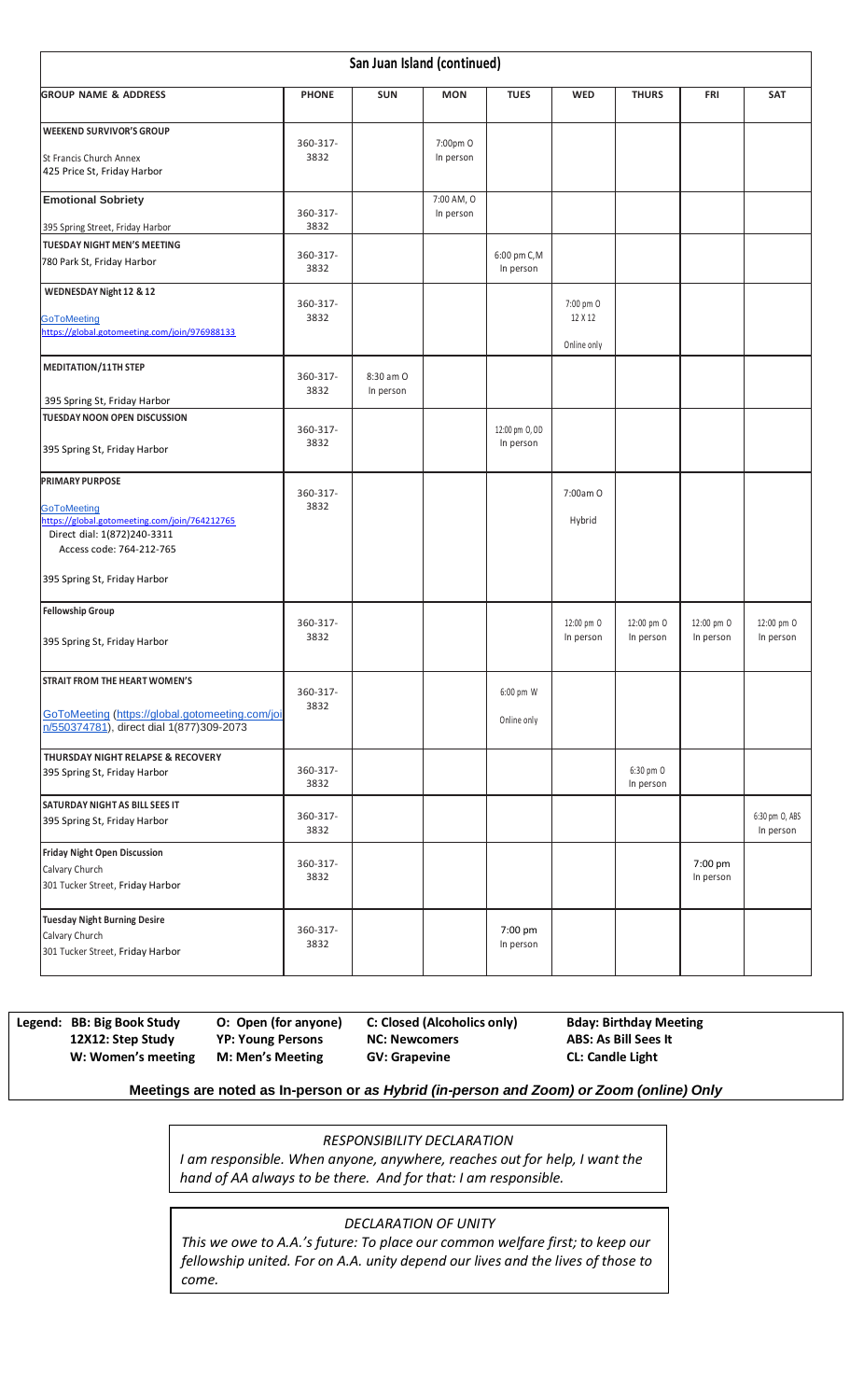## San Juan Island (continued)

| GROUP NAME & ADDRESS | PHONE | SUN | MON | TUES | WED | THURS | FRI | SAT |
|---|---|---|---|---|---|---|---|---|
| **WEEKEND SURVIVOR'S GROUP**<br>St Francis Church Annex<br>425 Price St, Friday Harbor | 360-317-3832 | | 7:00pm O<br>In person | | | | | |
| **Emotional Sobriety**<br>395 Spring Street, Friday Harbor | 360-317-3832 | | 7:00 AM, O<br>In person | | | | | |
| **TUESDAY NIGHT MEN'S MEETING**<br>780 Park St, Friday Harbor | 360-317-3832 | | | 6:00 pm C,M<br>In person | | | | |
| **WEDNESDAY Night 12 & 12**<br>GoToMeeting<br>https://global.gotomeeting.com/join/976988133 | 360-317-3832 | | | | 7:00 pm O<br>12 X 12<br>Online only | | | |
| **MEDITATION/11TH STEP**<br>395 Spring St, Friday Harbor | 360-317-3832 | 8:30 am O<br>In person | | | | | | |
| **TUESDAY NOON OPEN DISCUSSION**<br>395 Spring St, Friday Harbor | 360-317-3832 | | | 12:00 pm O, DD<br>In person | | | | |
| **PRIMARY PURPOSE**<br>GoToMeeting<br>https://global.gotomeeting.com/join/764212765<br>Direct dial: 1(872)240-3311<br>Access code: 764-212-765<br>395 Spring St, Friday Harbor | 360-317-3832 | | | | 7:00am O<br>Hybrid | | | |
| **Fellowship Group**<br>395 Spring St, Friday Harbor | 360-317-3832 | | | | 12:00 pm O<br>In person | 12:00 pm O<br>In person | 12:00 pm O<br>In person | 12:00 pm O<br>In person |
| **STRAIT FROM THE HEART WOMEN'S**<br>GoToMeeting (https://global.gotomeeting.com/join/550374781), direct dial 1(877)309-2073 | 360-317-3832 | | | 6:00 pm W<br>Online only | | | | |
| **THURSDAY NIGHT RELAPSE & RECOVERY**<br>395 Spring St, Friday Harbor | 360-317-3832 | | | | | 6:30 pm O<br>In person | | |
| **SATURDAY NIGHT AS BILL SEES IT**<br>395 Spring St, Friday Harbor | 360-317-3832 | | | | | | | 6:30 pm O, ABS<br>In person |
| **Friday Night Open Discussion**<br>Calvary Church<br>301 Tucker Street, Friday Harbor | 360-317-3832 | | | | | | 7:00 pm<br>In person | |
| **Tuesday Night Burning Desire**<br>Calvary Church<br>301 Tucker Street, Friday Harbor | 360-317-3832 | | | 7:00 pm<br>In person | | | | |

**Legend:** **BB: Big Book Study** **O: Open (for anyone)** **C: Closed (Alcoholics only)** **Bday: Birthday Meeting**
**12X12: Step Study** **YP: Young Persons** **NC: Newcomers** **ABS: As Bill Sees It**
**W: Women's meeting** **M: Men's Meeting** **GV: Grapevine** **CL: Candle Light**

**Meetings are noted as In-person or *as Hybrid (in-person and Zoom) or Zoom (online) Only***

*RESPONSIBILITY DECLARATION*

*I am responsible. When anyone, anywhere, reaches out for help, I want the hand of AA always to be there. And for that: I am responsible.*

*DECLARATION OF UNITY*

*This we owe to A.A.'s future: To place our common welfare first; to keep our fellowship united. For on A.A. unity depend our lives and the lives of those to come.*